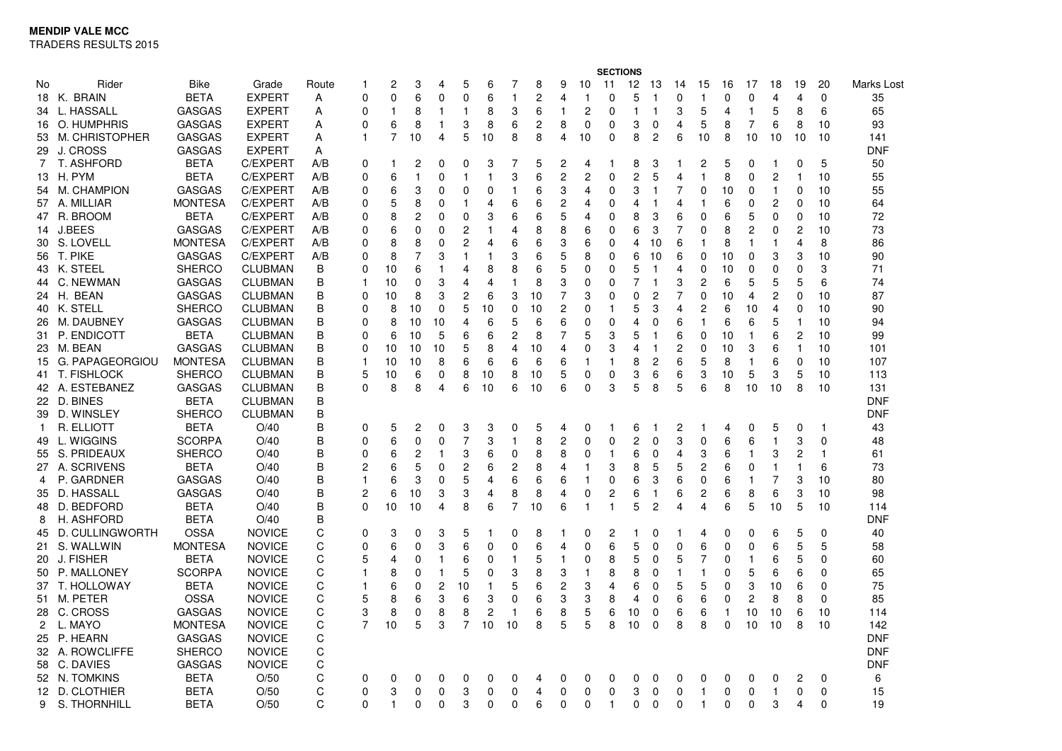**MENDIP VALE MCC**

TRADERS RESULTS 2015

| No | Rider | Bike | Grade | Route | 1 | 2 | 3 | 4 | 5 | 6 | 7 | 8 | 9 | 10 | 11 | 12 | 13 | 14 | 15 | 16 | 17 | 18 | 19 | 20 | Marks Lost |
|---|---|---|---|---|---|---|---|---|---|---|---|---|---|---|---|---|---|---|---|---|---|---|---|---|---|
| | | | | | | | | | | | | | | | SECTIONS | | | | | | | | | | |
| 18 | K. BRAIN | BETA | EXPERT | A | 0 | 0 | 6 | 0 | 0 | 6 | 1 | 2 | 4 | 1 | 0 | 5 | 1 | 0 | 1 | 0 | 0 | 4 | 4 | 0 | 35 |
| 34 | L. HASSALL | GASGAS | EXPERT | A | 0 | 1 | 8 | 1 | 1 | 8 | 3 | 6 | 1 | 2 | 0 | 1 | 1 | 3 | 5 | 4 | 1 | 5 | 8 | 6 | 65 |
| 16 | O. HUMPHRIS | GASGAS | EXPERT | A | 0 | 6 | 8 | 1 | 3 | 8 | 6 | 2 | 8 | 0 | 0 | 3 | 0 | 4 | 5 | 8 | 7 | 6 | 8 | 10 | 93 |
| 53 | M. CHRISTOPHER | GASGAS | EXPERT | A | 1 | 7 | 10 | 4 | 5 | 10 | 8 | 8 | 4 | 10 | 0 | 8 | 2 | 6 | 10 | 8 | 10 | 10 | 10 | 10 | 141 |
| 29 | J. CROSS | GASGAS | EXPERT | A | | | | | | | | | | | | | | | | | | | | | DNF |
| 7 | T. ASHFORD | BETA | C/EXPERT | A/B | 0 | 1 | 2 | 0 | 0 | 3 | 7 | 5 | 2 | 4 | 1 | 8 | 3 | 1 | 2 | 5 | 0 | 1 | 0 | 5 | 50 |
| 13 | H. PYM | BETA | C/EXPERT | A/B | 0 | 6 | 1 | 0 | 1 | 1 | 3 | 6 | 2 | 2 | 0 | 2 | 5 | 4 | 1 | 8 | 0 | 2 | 1 | 10 | 55 |
| 54 | M. CHAMPION | GASGAS | C/EXPERT | A/B | 0 | 6 | 3 | 0 | 0 | 0 | 1 | 6 | 3 | 4 | 0 | 3 | 1 | 7 | 0 | 10 | 0 | 1 | 0 | 10 | 55 |
| 57 | A. MILLIAR | MONTESA | C/EXPERT | A/B | 0 | 5 | 8 | 0 | 1 | 4 | 6 | 6 | 2 | 4 | 0 | 4 | 1 | 4 | 1 | 6 | 0 | 2 | 0 | 10 | 64 |
| 47 | R. BROOM | BETA | C/EXPERT | A/B | 0 | 8 | 2 | 0 | 0 | 3 | 6 | 6 | 5 | 4 | 0 | 8 | 3 | 6 | 0 | 6 | 5 | 0 | 0 | 10 | 72 |
| 14 | J.BEES | GASGAS | C/EXPERT | A/B | 0 | 6 | 0 | 0 | 2 | 1 | 4 | 8 | 8 | 6 | 0 | 6 | 3 | 7 | 0 | 8 | 2 | 0 | 2 | 10 | 73 |
| 30 | S. LOVELL | MONTESA | C/EXPERT | A/B | 0 | 8 | 8 | 0 | 2 | 4 | 6 | 6 | 3 | 6 | 0 | 4 | 10 | 6 | 1 | 8 | 1 | 1 | 4 | 8 | 86 |
| 56 | T. PIKE | GASGAS | C/EXPERT | A/B | 0 | 8 | 7 | 3 | 1 | 1 | 3 | 6 | 5 | 8 | 0 | 6 | 10 | 6 | 0 | 10 | 0 | 3 | 3 | 10 | 90 |
| 43 | K. STEEL | SHERCO | CLUBMAN | B | 0 | 10 | 6 | 1 | 4 | 8 | 8 | 6 | 5 | 0 | 0 | 5 | 1 | 4 | 0 | 10 | 0 | 0 | 0 | 3 | 71 |
| 44 | C. NEWMAN | GASGAS | CLUBMAN | B | 1 | 10 | 0 | 3 | 4 | 4 | 1 | 8 | 3 | 0 | 0 | 7 | 1 | 3 | 2 | 6 | 5 | 5 | 5 | 6 | 74 |
| 24 | H. BEAN | GASGAS | CLUBMAN | B | 0 | 10 | 8 | 3 | 2 | 6 | 3 | 10 | 7 | 3 | 0 | 0 | 2 | 7 | 0 | 10 | 4 | 2 | 0 | 10 | 87 |
| 40 | K. STELL | SHERCO | CLUBMAN | B | 0 | 8 | 10 | 0 | 5 | 10 | 0 | 10 | 2 | 0 | 1 | 5 | 3 | 4 | 2 | 6 | 10 | 4 | 0 | 10 | 90 |
| 26 | M. DAUBNEY | GASGAS | CLUBMAN | B | 0 | 8 | 10 | 10 | 4 | 6 | 5 | 6 | 6 | 0 | 0 | 4 | 0 | 6 | 1 | 6 | 6 | 5 | 1 | 10 | 94 |
| 31 | P. ENDICOTT | BETA | CLUBMAN | B | 0 | 6 | 10 | 5 | 6 | 6 | 2 | 8 | 7 | 5 | 3 | 5 | 1 | 6 | 0 | 10 | 1 | 6 | 2 | 10 | 99 |
| 23 | M. BEAN | GASGAS | CLUBMAN | B | 0 | 10 | 10 | 10 | 5 | 8 | 4 | 10 | 4 | 0 | 3 | 4 | 1 | 2 | 0 | 10 | 3 | 6 | 1 | 10 | 101 |
| 15 | G. PAPAGEORGIOU | MONTESA | CLUBMAN | B | 1 | 10 | 10 | 8 | 6 | 6 | 6 | 6 | 6 | 1 | 1 | 8 | 2 | 6 | 5 | 8 | 1 | 6 | 0 | 10 | 107 |
| 41 | T. FISHLOCK | SHERCO | CLUBMAN | B | 5 | 10 | 6 | 0 | 8 | 10 | 8 | 10 | 5 | 0 | 0 | 3 | 6 | 6 | 3 | 10 | 5 | 3 | 5 | 10 | 113 |
| 42 | A. ESTEBANEZ | GASGAS | CLUBMAN | B | 0 | 8 | 8 | 4 | 6 | 10 | 6 | 10 | 6 | 0 | 3 | 5 | 8 | 5 | 6 | 8 | 10 | 10 | 8 | 10 | 131 |
| 22 | D. BINES | BETA | CLUBMAN | B | | | | | | | | | | | | | | | | | | | | | DNF |
| 39 | D. WINSLEY | SHERCO | CLUBMAN | B | | | | | | | | | | | | | | | | | | | | | DNF |
| 1 | R. ELLIOTT | BETA | O/40 | B | 0 | 5 | 2 | 0 | 3 | 3 | 0 | 5 | 4 | 0 | 1 | 6 | 1 | 2 | 1 | 4 | 0 | 5 | 0 | 1 | 43 |
| 49 | L. WIGGINS | SCORPA | O/40 | B | 0 | 6 | 0 | 0 | 7 | 3 | 1 | 8 | 2 | 0 | 0 | 2 | 0 | 3 | 0 | 6 | 6 | 1 | 3 | 0 | 48 |
| 55 | S. PRIDEAUX | SHERCO | O/40 | B | 0 | 6 | 2 | 1 | 3 | 6 | 0 | 8 | 8 | 0 | 1 | 6 | 0 | 4 | 3 | 6 | 1 | 3 | 2 | 1 | 61 |
| 27 | A. SCRIVENS | BETA | O/40 | B | 2 | 6 | 5 | 0 | 2 | 6 | 2 | 8 | 4 | 1 | 3 | 8 | 5 | 5 | 2 | 6 | 0 | 1 | 1 | 6 | 73 |
| 4 | P. GARDNER | GASGAS | O/40 | B | 1 | 6 | 3 | 0 | 5 | 4 | 6 | 6 | 6 | 1 | 0 | 6 | 3 | 6 | 0 | 6 | 1 | 7 | 3 | 10 | 80 |
| 35 | D. HASSALL | GASGAS | O/40 | B | 2 | 6 | 10 | 3 | 3 | 4 | 8 | 8 | 4 | 0 | 2 | 6 | 1 | 6 | 2 | 6 | 8 | 6 | 3 | 10 | 98 |
| 48 | D. BEDFORD | BETA | O/40 | B | 0 | 10 | 10 | 4 | 8 | 6 | 7 | 10 | 6 | 1 | 1 | 5 | 2 | 4 | 4 | 6 | 5 | 10 | 5 | 10 | 114 |
| 8 | H. ASHFORD | BETA | O/40 | B | | | | | | | | | | | | | | | | | | | | | DNF |
| 45 | D. CULLINGWORTH | OSSA | NOVICE | C | 0 | 3 | 0 | 3 | 5 | 1 | 0 | 8 | 1 | 0 | 2 | 1 | 0 | 1 | 4 | 0 | 0 | 6 | 5 | 0 | 40 |
| 21 | S. WALLWIN | MONTESA | NOVICE | C | 0 | 6 | 0 | 3 | 6 | 0 | 0 | 6 | 4 | 0 | 6 | 5 | 0 | 0 | 6 | 0 | 0 | 6 | 5 | 5 | 58 |
| 20 | J. FISHER | BETA | NOVICE | C | 5 | 4 | 0 | 1 | 6 | 0 | 1 | 5 | 1 | 0 | 8 | 5 | 0 | 5 | 7 | 0 | 1 | 6 | 5 | 0 | 60 |
| 50 | P. MALLONEY | SCORPA | NOVICE | C | 1 | 8 | 0 | 1 | 5 | 0 | 3 | 8 | 3 | 1 | 8 | 8 | 0 | 1 | 1 | 0 | 5 | 6 | 6 | 0 | 65 |
| 37 | T. HOLLOWAY | BETA | NOVICE | C | 1 | 6 | 0 | 2 | 10 | 1 | 5 | 6 | 2 | 3 | 4 | 6 | 0 | 5 | 5 | 0 | 3 | 10 | 6 | 0 | 75 |
| 51 | M. PETER | OSSA | NOVICE | C | 5 | 8 | 6 | 3 | 6 | 3 | 0 | 6 | 3 | 3 | 8 | 4 | 0 | 6 | 6 | 0 | 2 | 8 | 8 | 0 | 85 |
| 28 | C. CROSS | GASGAS | NOVICE | C | 3 | 8 | 0 | 8 | 8 | 2 | 1 | 6 | 8 | 5 | 6 | 10 | 0 | 6 | 6 | 1 | 10 | 10 | 6 | 10 | 114 |
| 2 | L. MAYO | MONTESA | NOVICE | C | 7 | 10 | 5 | 3 | 7 | 10 | 10 | 8 | 5 | 5 | 8 | 10 | 0 | 8 | 8 | 0 | 10 | 10 | 8 | 10 | 142 |
| 25 | P. HEARN | GASGAS | NOVICE | C | | | | | | | | | | | | | | | | | | | | | DNF |
| 32 | A. ROWCLIFFE | SHERCO | NOVICE | C | | | | | | | | | | | | | | | | | | | | | DNF |
| 58 | C. DAVIES | GASGAS | NOVICE | C | | | | | | | | | | | | | | | | | | | | | DNF |
| 52 | N. TOMKINS | BETA | O/50 | C | 0 | 0 | 0 | 0 | 0 | 0 | 0 | 4 | 0 | 0 | 0 | 0 | 0 | 0 | 0 | 0 | 0 | 0 | 2 | 0 | 6 |
| 12 | D. CLOTHIER | BETA | O/50 | C | 0 | 3 | 0 | 0 | 3 | 0 | 0 | 4 | 0 | 0 | 0 | 3 | 0 | 0 | 1 | 0 | 0 | 1 | 0 | 0 | 15 |
| 9 | S. THORNHILL | BETA | O/50 | C | 0 | 1 | 0 | 0 | 3 | 0 | 0 | 6 | 0 | 0 | 1 | 0 | 0 | 0 | 1 | 0 | 0 | 3 | 4 | 0 | 19 |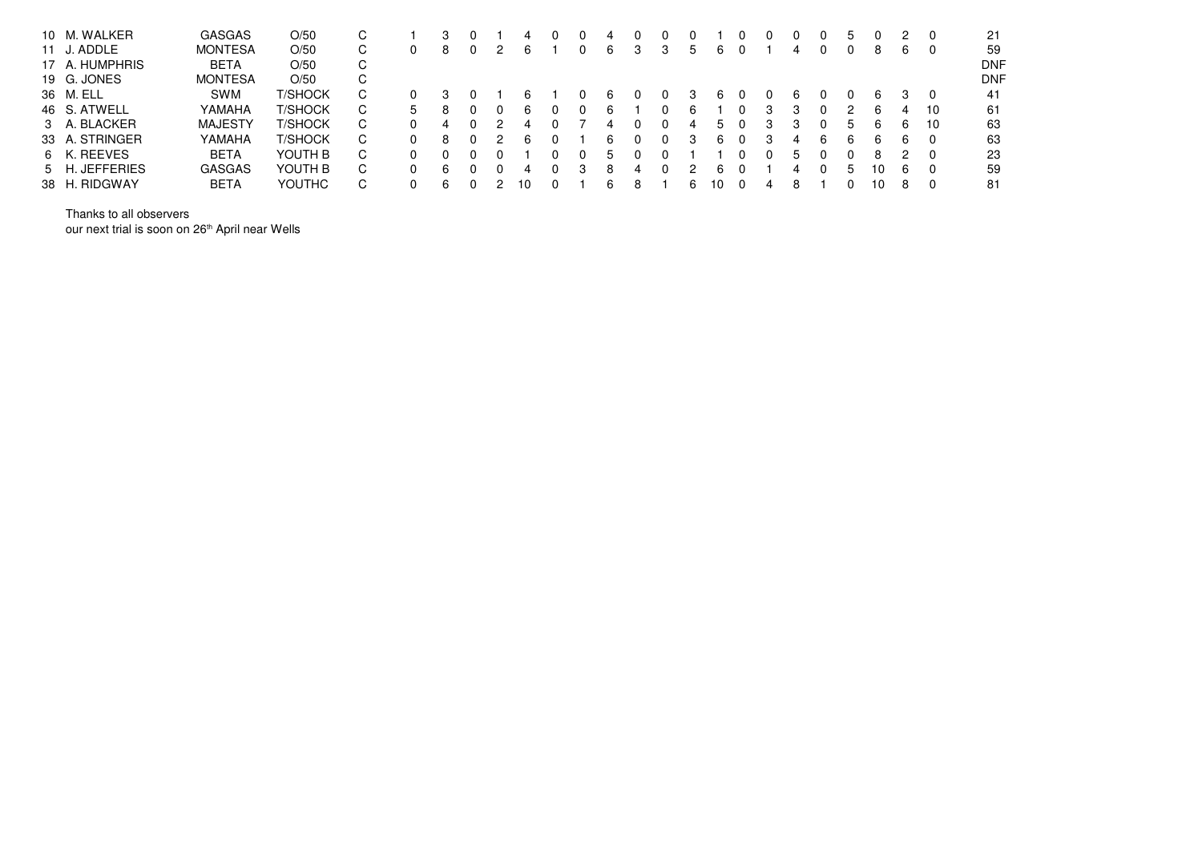| | | | | | | | | | | | | | | | | | | | | | | | | | | | |
|---|---|---|---|---|---|---|---|---|---|---|---|---|---|---|---|---|---|---|---|---|---|---|---|---|---|---|---|
| 10 | M. WALKER | GASGAS | O/50 | C | 1 | 3 | 0 | 1 | 4 | 0 | 0 | 4 | 0 | 0 | 0 | 1 | 0 | 0 | 0 | 0 | 5 | 0 | 2 | 0 | 21 |
| 11 | J. ADDLE | MONTESA | O/50 | C | 0 | 8 | 0 | 2 | 6 | 1 | 0 | 6 | 3 | 3 | 5 | 6 | 0 | 1 | 4 | 0 | 0 | 8 | 6 | 0 | 59 |
| 17 | A. HUMPHRIS | BETA | O/50 | C | | | | | | | | | | | | | | | | | | | | | DNF |
| 19 | G. JONES | MONTESA | O/50 | C | | | | | | | | | | | | | | | | | | | | | DNF |
| 36 | M. ELL | SWM | T/SHOCK | C | 0 | 3 | 0 | 1 | 6 | 1 | 0 | 6 | 0 | 0 | 3 | 6 | 0 | 0 | 6 | 0 | 0 | 6 | 3 | 0 | 41 |
| 46 | S. ATWELL | YAMAHA | T/SHOCK | C | 5 | 8 | 0 | 0 | 6 | 0 | 0 | 6 | 1 | 0 | 6 | 1 | 0 | 3 | 3 | 0 | 2 | 6 | 4 | 10 | 61 |
| 3 | A. BLACKER | MAJESTY | T/SHOCK | C | 0 | 4 | 0 | 2 | 4 | 0 | 7 | 4 | 0 | 0 | 4 | 5 | 0 | 3 | 3 | 0 | 5 | 6 | 6 | 10 | 63 |
| 33 | A. STRINGER | YAMAHA | T/SHOCK | C | 0 | 8 | 0 | 2 | 6 | 0 | 1 | 6 | 0 | 0 | 3 | 6 | 0 | 3 | 4 | 6 | 6 | 6 | 6 | 0 | 63 |
| 6 | K. REEVES | BETA | YOUTH B | C | 0 | 0 | 0 | 0 | 1 | 0 | 0 | 5 | 0 | 0 | 1 | 1 | 0 | 0 | 5 | 0 | 0 | 8 | 2 | 0 | 23 |
| 5 | H. JEFFERIES | GASGAS | YOUTH B | C | 0 | 6 | 0 | 0 | 4 | 0 | 3 | 8 | 4 | 0 | 2 | 6 | 0 | 1 | 4 | 0 | 5 | 10 | 6 | 0 | 59 |
| 38 | H. RIDGWAY | BETA | YOUTHC | C | 0 | 6 | 0 | 2 | 10 | 0 | 1 | 6 | 8 | 1 | 6 | 10 | 0 | 4 | 8 | 1 | 0 | 10 | 8 | 0 | 81 |

Thanks to all observers

our next trial is soon on 26th April near Wells